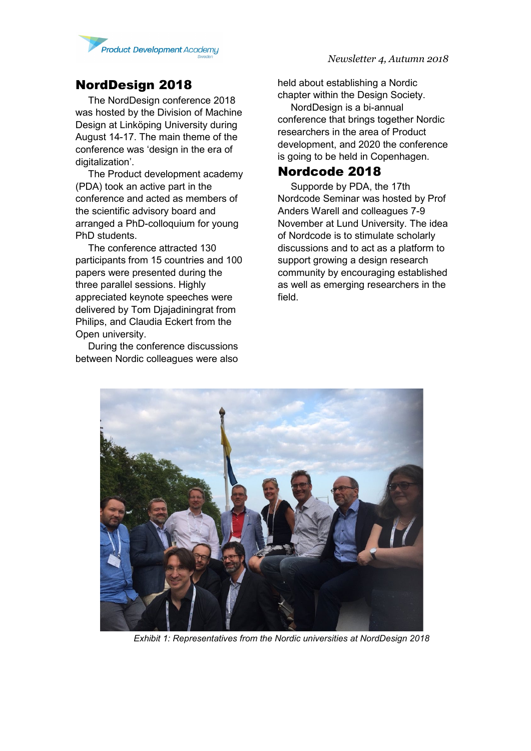# NordDesign 2018

The NordDesign conference 2018 was hosted by the Division of Machine Design at Linköping University during August 14-17. The main theme of the conference was 'design in the era of digitalization'.

The Product development academy (PDA) took an active part in the conference and acted as members of the scientific advisory board and arranged a PhD-colloquium for young PhD students.

The conference attracted 130 participants from 15 countries and 100 papers were presented during the three parallel sessions. Highly appreciated keynote speeches were delivered by Tom Djajadiningrat from Philips, and Claudia Eckert from the Open university.

During the conference discussions between Nordic colleagues were also held about establishing a Nordic chapter within the Design Society.

NordDesign is a bi-annual conference that brings together Nordic researchers in the area of Product development, and 2020 the conference is going to be held in Copenhagen.

# Nordcode 2018

Supporde by PDA, the 17th Nordcode Seminar was hosted by Prof Anders Warell and colleagues 7-9 November at Lund University. The idea of Nordcode is to stimulate scholarly discussions and to act as a platform to support growing a design research community by encouraging established as well as emerging researchers in the field.

*Exhibit 1: Representatives from the Nordic universities at NordDesign 2018*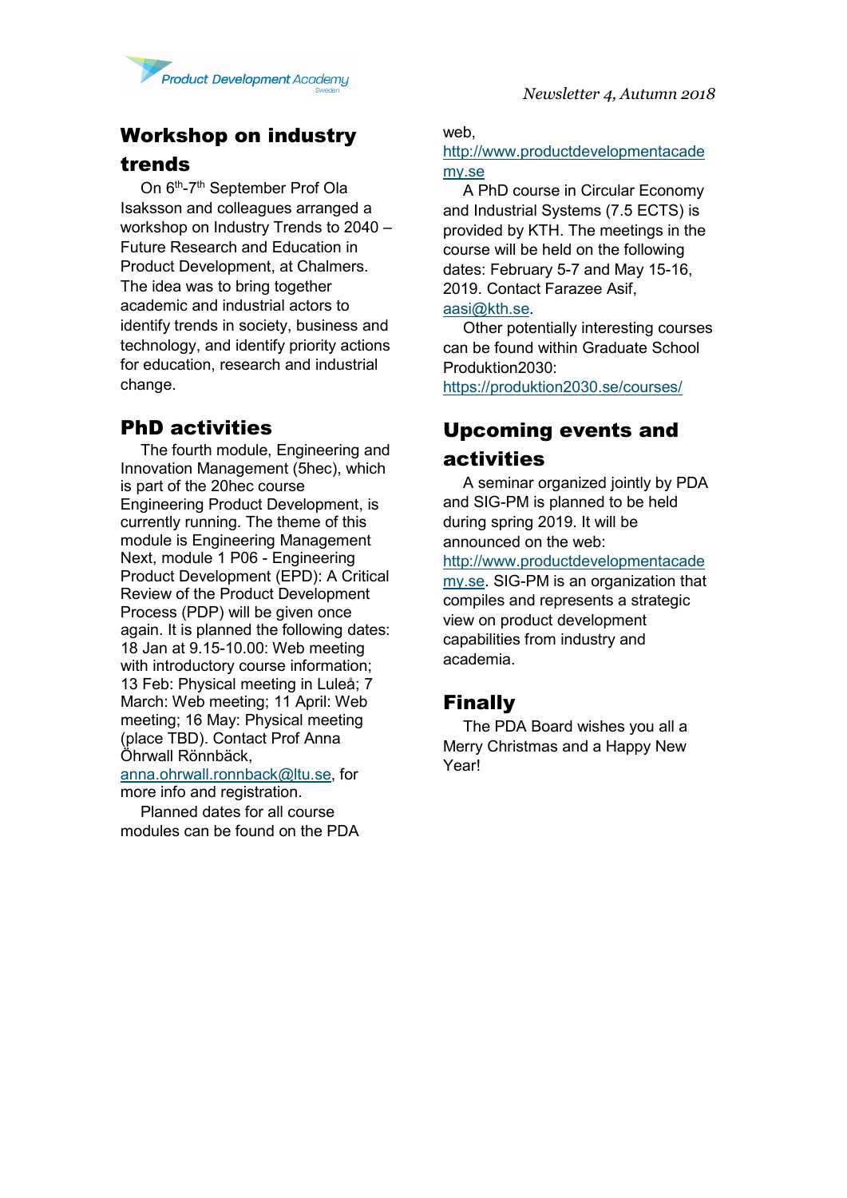## Workshop on industry trends

On 6th-7th September Prof Ola Isaksson and colleagues arranged a workshop on Industry Trends to 2040 – Future Research and Education in Product Development, at Chalmers. The idea was to bring together academic and industrial actors to identify trends in society, business and technology, and identify priority actions for education, research and industrial change.

## PhD activities

The fourth module, Engineering and Innovation Management (5hec), which is part of the 20hec course Engineering Product Development, is currently running. The theme of this module is Engineering Management Next, module 1 P06 - Engineering Product Development (EPD): A Critical Review of the Product Development Process (PDP) will be given once again. It is planned the following dates: 18 Jan at 9.15-10.00: Web meeting with introductory course information; 13 Feb: Physical meeting in Luleå; 7 March: Web meeting; 11 April: Web meeting; 16 May: Physical meeting (place TBD). Contact Prof Anna Öhrwall Rönnbäck, anna.ohrwall.ronnback@ltu.se, for more info and registration.

Planned dates for all course modules can be found on the PDA web, http://www.productdevelopmentacademy.se

A PhD course in Circular Economy and Industrial Systems (7.5 ECTS) is provided by KTH. The meetings in the course will be held on the following dates: February 5-7 and May 15-16, 2019. Contact Farazee Asif, aasi@kth.se.

Other potentially interesting courses can be found within Graduate School Produktion2030: https://produktion2030.se/courses/

## Upcoming events and activities

A seminar organized jointly by PDA and SIG-PM is planned to be held during spring 2019. It will be announced on the web: http://www.productdevelopmentacademy.se. SIG-PM is an organization that compiles and represents a strategic view on product development capabilities from industry and academia.

## Finally

The PDA Board wishes you all a Merry Christmas and a Happy New Year!